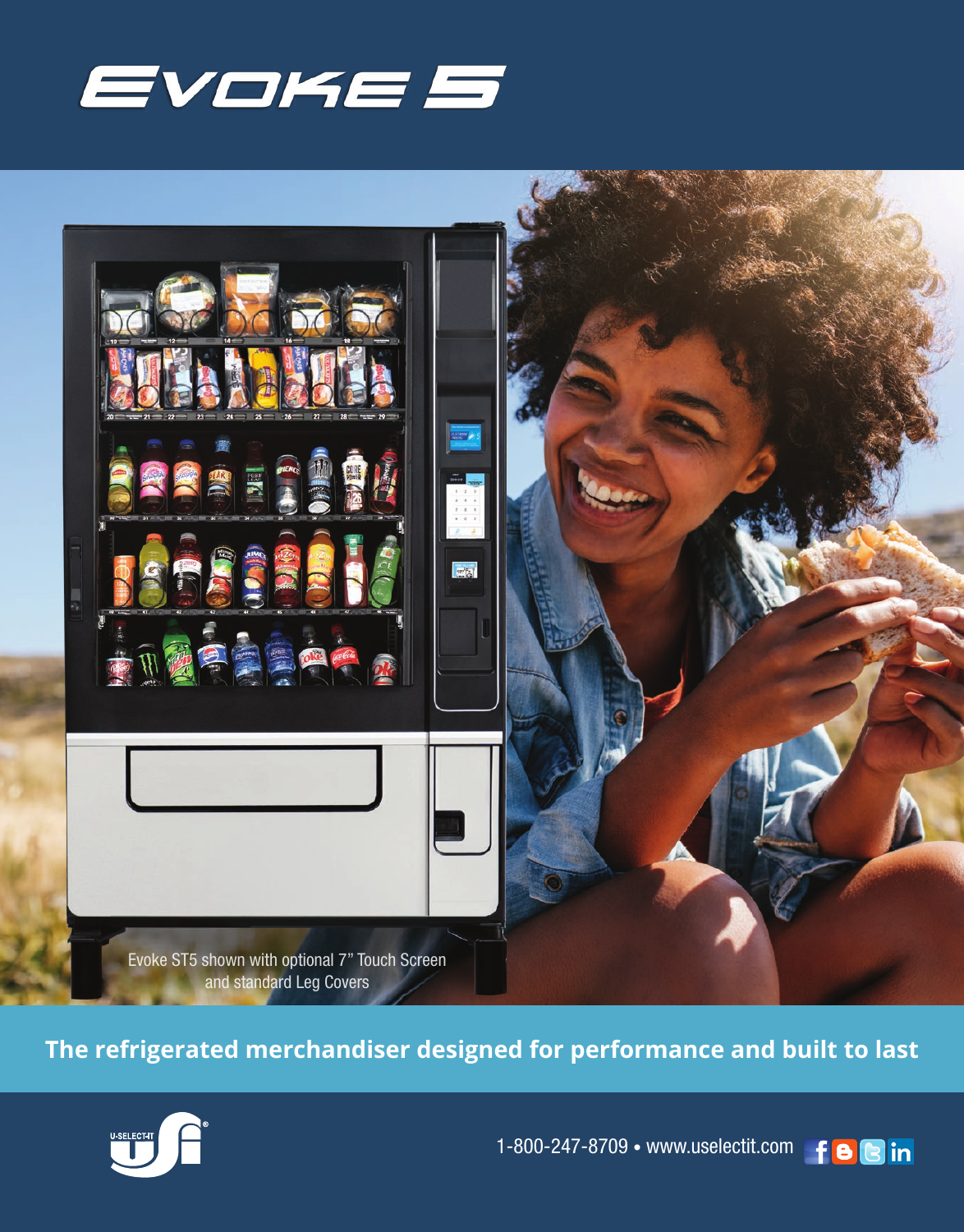# EVOKE 5

Evoke ST5 shown with optional 7" Touch Screen and standard Leg Covers

**The refrigerated merchandiser designed for performance and built to last**

U-SELECT-IT

1-800-247-8709 • www.uselectit.com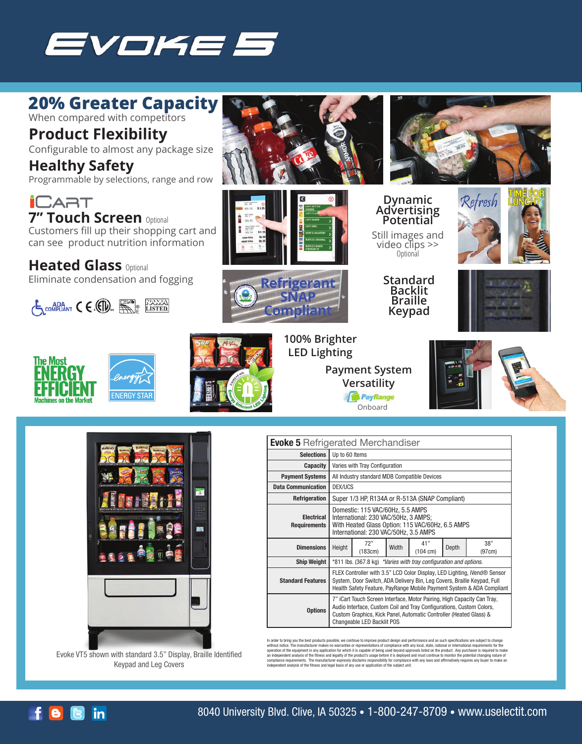# EVOKE 5

## 20% Greater Capacity
When compared with competitors

## Product Flexibility
Configurable to almost any package size

## Healthy Safety
Programmable by selections, range and row

iCART

## 7" Touch Screen Optional
Customers fill up their shopping cart and can see product nutrition information

## Heated Glass Optional
Eliminate condensation and fogging

ADA COMPLIANT CE ETL CSA NAMA LISTED

Dynamic Advertising Potential

Still images and video clips >>
Optional

Refrigerant SNAP Compliant

Standard Backlit Braille Keypad

The Most ENERGY EFFICIENT Machines on the Market

ENERGY STAR

100% Brighter LED Lighting

Payment System Versatility
PayRange
Onboard

Evoke VT5 shown with standard 3.5" Display, Braille Identified Keypad and Leg Covers

| **Evoke 5** Refrigerated Merchandiser | | | | | | |
|---|---|---|---|---|---|---|
| **Selections** | Up to 60 Items | | | | | |
| **Capacity** | Varies with Tray Configuration | | | | | |
| **Payment Systems** | All Industry standard MDB Compatible Devices | | | | | |
| **Data Communication** | DEX/UCS | | | | | |
| **Refrigeration** | Super 1/3 HP, R134A or R-513A (SNAP Compliant) | | | | | |
| **Electrical Requirements** | Domestic: 115 VAC/60Hz, 5.5 AMPS<br>International: 230 VAC/50Hz, 3 AMPS;<br>With Heated Glass Option: 115 VAC/60Hz, 6.5 AMPS<br>International: 230 VAC/50Hz, 3.5 AMPS | | | | | |
| **Dimensions** | Height | 72" (183cm) | Width | 41" (104 cm) | Depth | 38" (97cm) |
| **Ship Weight** | *811 lbs. (367.8 kg) *Varies with tray configuration and options.* | | | | | |
| **Standard Features** | FLEX Controller with 3.5" LCD Color Display, LED Lighting, iVend® Sensor System, Door Switch, ADA Delivery Bin, Leg Covers, Braille Keypad, Full Health Safety Feature, PayRange Mobile Payment System & ADA Compliant | | | | | |
| **Options** | 7" iCart Touch Screen Interface, Motor Pairing, High Capacity Can Tray, Audio Interface, Custom Coil and Tray Configurations, Custom Colors, Custom Graphics, Kick Panel, Automatic Controller (Heated Glass) & Changeable LED Backlit POS | | | | | |

In order to bring you the best products possible, we continue to improve product design and performance and as such specifications are subject to change without notice. The manufacturer makes no warranties or representations of compliance with any local, state, national or international requirements for the operation of the equipment in any application for which it is capable of being used beyond approvals listed on the product. Any purchaser is required to make an independent analysis of the fitness and legality of the product's usage before it is deployed and must continue to monitor the potential changing nature of compliance requirements. The manufacturer expressly disclaims responsibility for compliance with any laws and affirmatively requires any buyer to make an independent analysis of the fitness and legal basis of any use or application of the subject unit.

8040 University Blvd. Clive, IA 50325 • 1-800-247-8709 • www.uselectit.com